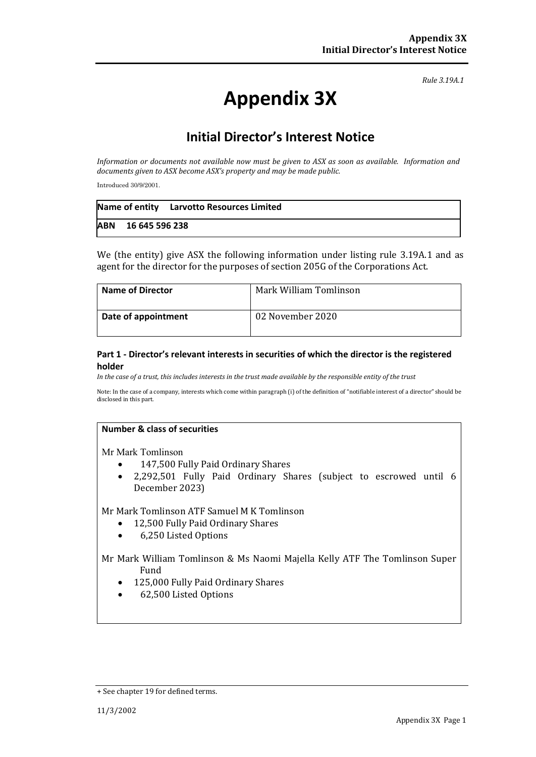*Rule 3.19A.1*

# Appendix 3X

## Initial Director's Interest Notice

*Information or documents not available now must be given to ASX as soon as available. Information and documents given to ASX become ASX's property and may be made public.*

Introduced 30/9/2001.

| **Name of entity** | **Larvotto Resources Limited** |
|---|---|
| **ABN** | **16 645 596 238** |

We (the entity) give ASX the following information under listing rule 3.19A.1 and as agent for the director for the purposes of section 205G of the Corporations Act.

| **Name of Director** | Mark William Tomlinson |
|---|---|
| **Date of appointment** | 02 November 2020 |

### Part 1 - Director's relevant interests in securities of which the director is the registered holder

*In the case of a trust, this includes interests in the trust made available by the responsible entity of the trust*

Note: In the case of a company, interests which come within paragraph (i) of the definition of "notifiable interest of a director" should be disclosed in this part.

**Number & class of securities**

Mr Mark Tomlinson

- 147,500 Fully Paid Ordinary Shares
- 2,292,501 Fully Paid Ordinary Shares (subject to escrowed until 6 December 2023)

Mr Mark Tomlinson ATF Samuel M K Tomlinson

- 12,500 Fully Paid Ordinary Shares
- 6,250 Listed Options

Mr Mark William Tomlinson & Ms Naomi Majella Kelly ATF The Tomlinson Super Fund

- 125,000 Fully Paid Ordinary Shares
- 62,500 Listed Options

+ See chapter 19 for defined terms.

11/3/2002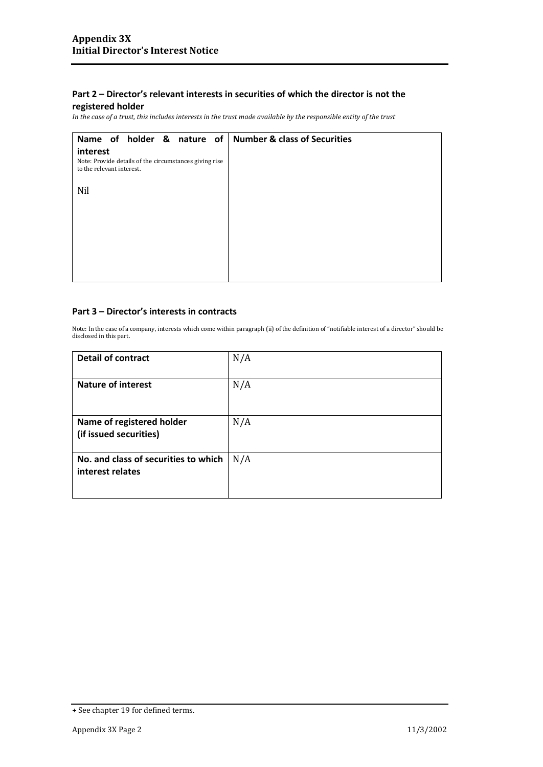## Part 2 – Director's relevant interests in securities of which the director is not the registered holder

*In the case of a trust, this includes interests in the trust made available by the responsible entity of the trust*

| Name of holder & nature of interest<br>Note: Provide details of the circumstances giving rise to the relevant interest. | Number & class of Securities |
|---|---|
| Nil | |

## Part 3 – Director's interests in contracts

Note: In the case of a company, interests which come within paragraph (ii) of the definition of "notifiable interest of a director" should be disclosed in this part.

| | |
|---|---|
| **Detail of contract** | N/A |
| **Nature of interest** | N/A |
| **Name of registered holder (if issued securities)** | N/A |
| **No. and class of securities to which interest relates** | N/A |

+ See chapter 19 for defined terms.